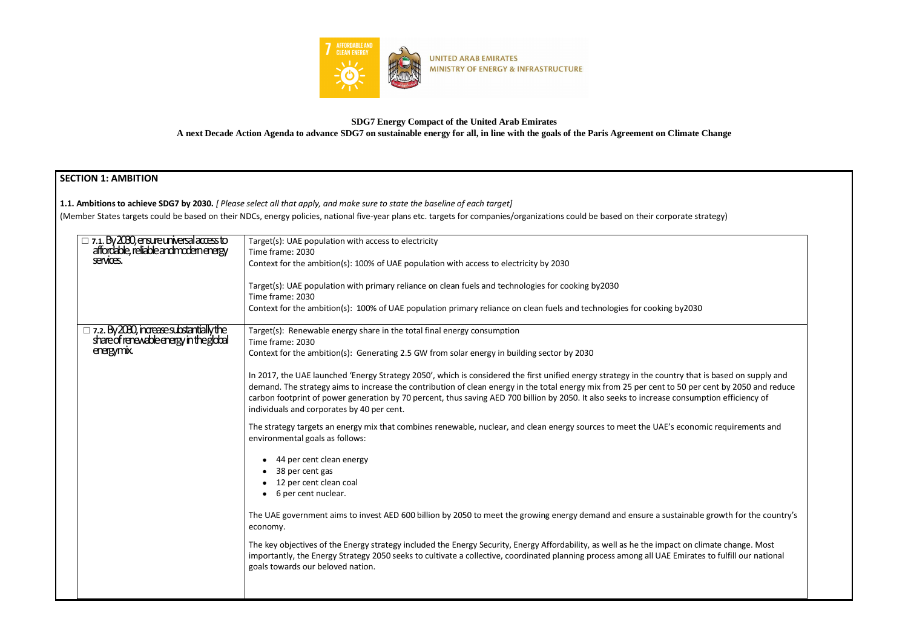UNITED ARAB EMIRATES
MINISTRY OF ENERGY & INFRASTRUCTURE

**SDG7 Energy Compact of the United Arab Emirates**

**A next Decade Action Agenda to advance SDG7 on sustainable energy for all, in line with the goals of the Paris Agreement on Climate Change**

## SECTION 1: AMBITION

**1.1. Ambitions to achieve SDG7 by 2030.** *[ Please select all that apply, and make sure to state the baseline of each target]*

(Member States targets could be based on their NDCs, energy policies, national five-year plans etc. targets for companies/organizations could be based on their corporate strategy)

| | |
|---|---|
| ☐ **7.1.** By 2030, ensure universal access to affordable, reliable and modern energy services. | Target(s): UAE population with access to electricity<br>Time frame: 2030<br>Context for the ambition(s): 100% of UAE population with access to electricity by 2030<br><br>Target(s): UAE population with primary reliance on clean fuels and technologies for cooking by2030<br>Time frame: 2030<br>Context for the ambition(s): 100% of UAE population primary reliance on clean fuels and technologies for cooking by2030 |
| ☐ **7.2.** By 2030, increase substantially the share of renewable energy in the global energy mix. | Target(s): Renewable energy share in the total final energy consumption<br>Time frame: 2030<br>Context for the ambition(s): Generating 2.5 GW from solar energy in building sector by 2030<br><br>In 2017, the UAE launched 'Energy Strategy 2050', which is considered the first unified energy strategy in the country that is based on supply and demand. The strategy aims to increase the contribution of clean energy in the total energy mix from 25 per cent to 50 per cent by 2050 and reduce carbon footprint of power generation by 70 percent, thus saving AED 700 billion by 2050. It also seeks to increase consumption efficiency of individuals and corporates by 40 per cent.<br><br>The strategy targets an energy mix that combines renewable, nuclear, and clean energy sources to meet the UAE's economic requirements and environmental goals as follows:<br><br>• 44 per cent clean energy<br>• 38 per cent gas<br>• 12 per cent clean coal<br>• 6 per cent nuclear.<br><br>The UAE government aims to invest AED 600 billion by 2050 to meet the growing energy demand and ensure a sustainable growth for the country's economy.<br><br>The key objectives of the Energy strategy included the Energy Security, Energy Affordability, as well as he the impact on climate change. Most importantly, the Energy Strategy 2050 seeks to cultivate a collective, coordinated planning process among all UAE Emirates to fulfill our national goals towards our beloved nation. |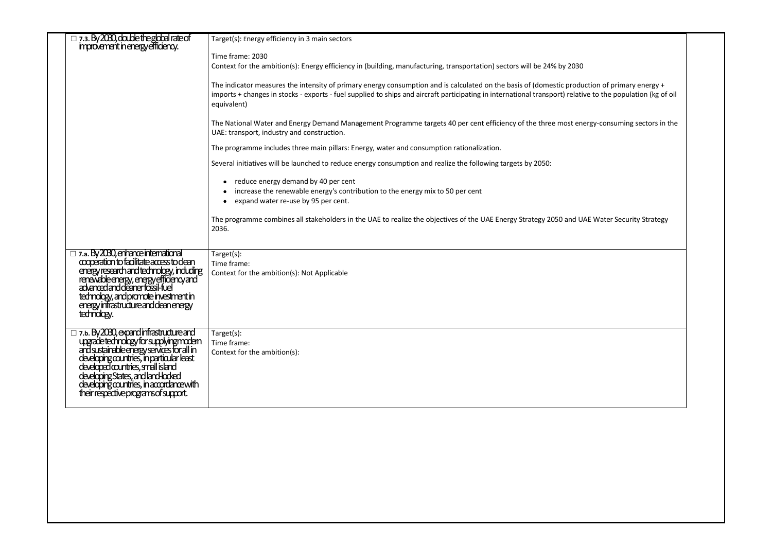| | |
|---|---|
| ☐ **7.3.** By 2030, double the global rate of improvement in energy efficiency. | Target(s): Energy efficiency in 3 main sectors<br><br>Time frame: 2030<br>Context for the ambition(s): Energy efficiency in (building, manufacturing, transportation) sectors will be 24% by 2030<br><br>The indicator measures the intensity of primary energy consumption and is calculated on the basis of (domestic production of primary energy + imports + changes in stocks - exports - fuel supplied to ships and aircraft participating in international transport) relative to the population (kg of oil equivalent)<br><br>The National Water and Energy Demand Management Programme targets 40 per cent efficiency of the three most energy-consuming sectors in the UAE: transport, industry and construction.<br><br>The programme includes three main pillars: Energy, water and consumption rationalization.<br><br>Several initiatives will be launched to reduce energy consumption and realize the following targets by 2050:<br><br>• reduce energy demand by 40 per cent<br>• increase the renewable energy's contribution to the energy mix to 50 per cent<br>• expand water re-use by 95 per cent.<br><br>The programme combines all stakeholders in the UAE to realize the objectives of the UAE Energy Strategy 2050 and UAE Water Security Strategy 2036. |
| ☐ **7.a.** By 2030, enhance international cooperation to facilitate access to clean energy research and technology, including renewable energy, energy efficiency and advanced and cleaner fossil-fuel technology, and promote investment in energy infrastructure and clean energy technology. | Target(s):<br>Time frame:<br>Context for the ambition(s): Not Applicable |
| ☐ **7.b.** By 2030, expand infrastructure and upgrade technology for supplying modern and sustainable energy services for all in developing countries, in particular least developed countries, small island developing States, and land-locked developing countries, in accordance with their respective programs of support. | Target(s):<br>Time frame:<br>Context for the ambition(s): |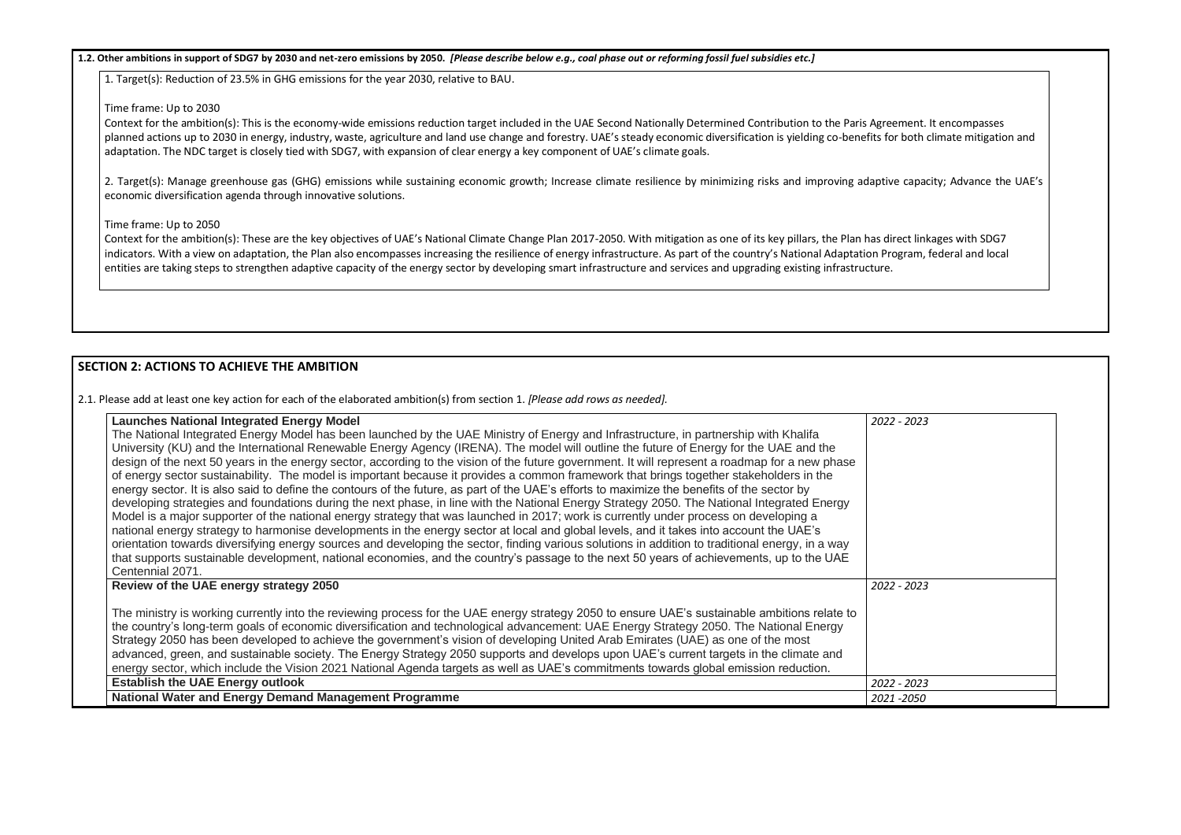**1.2. Other ambitions in support of SDG7 by 2030 and net-zero emissions by 2050.** ***[Please describe below e.g., coal phase out or reforming fossil fuel subsidies etc.]***

1. Target(s): Reduction of 23.5% in GHG emissions for the year 2030, relative to BAU.

Time frame: Up to 2030

Context for the ambition(s): This is the economy-wide emissions reduction target included in the UAE Second Nationally Determined Contribution to the Paris Agreement. It encompasses planned actions up to 2030 in energy, industry, waste, agriculture and land use change and forestry. UAE's steady economic diversification is yielding co-benefits for both climate mitigation and adaptation. The NDC target is closely tied with SDG7, with expansion of clear energy a key component of UAE's climate goals.

2. Target(s): Manage greenhouse gas (GHG) emissions while sustaining economic growth; Increase climate resilience by minimizing risks and improving adaptive capacity; Advance the UAE's economic diversification agenda through innovative solutions.

Time frame: Up to 2050

Context for the ambition(s): These are the key objectives of UAE's National Climate Change Plan 2017-2050. With mitigation as one of its key pillars, the Plan has direct linkages with SDG7 indicators. With a view on adaptation, the Plan also encompasses increasing the resilience of energy infrastructure. As part of the country's National Adaptation Program, federal and local entities are taking steps to strengthen adaptive capacity of the energy sector by developing smart infrastructure and services and upgrading existing infrastructure.

## SECTION 2: ACTIONS TO ACHIEVE THE AMBITION

2.1. Please add at least one key action for each of the elaborated ambition(s) from section 1. *[Please add rows as needed].*

| Action | Time frame |
|---|---|
| **Launches National Integrated Energy Model**<br>The National Integrated Energy Model has been launched by the UAE Ministry of Energy and Infrastructure, in partnership with Khalifa University (KU) and the International Renewable Energy Agency (IRENA). The model will outline the future of Energy for the UAE and the design of the next 50 years in the energy sector, according to the vision of the future government. It will represent a roadmap for a new phase of energy sector sustainability. The model is important because it provides a common framework that brings together stakeholders in the energy sector. It is also said to define the contours of the future, as part of the UAE's efforts to maximize the benefits of the sector by developing strategies and foundations during the next phase, in line with the National Energy Strategy 2050. The National Integrated Energy Model is a major supporter of the national energy strategy that was launched in 2017; work is currently under process on developing a national energy strategy to harmonise developments in the energy sector at local and global levels, and it takes into account the UAE's orientation towards diversifying energy sources and developing the sector, finding various solutions in addition to traditional energy, in a way that supports sustainable development, national economies, and the country's passage to the next 50 years of achievements, up to the UAE Centennial 2071. | *2022 - 2023* |
| **Review of the UAE energy strategy 2050**<br><br>The ministry is working currently into the reviewing process for the UAE energy strategy 2050 to ensure UAE's sustainable ambitions relate to the country's long-term goals of economic diversification and technological advancement: UAE Energy Strategy 2050. The National Energy Strategy 2050 has been developed to achieve the government's vision of developing United Arab Emirates (UAE) as one of the most advanced, green, and sustainable society. The Energy Strategy 2050 supports and develops upon UAE's current targets in the climate and energy sector, which include the Vision 2021 National Agenda targets as well as UAE's commitments towards global emission reduction. | *2022 - 2023* |
| **Establish the UAE Energy outlook** | *2022 - 2023* |
| **National Water and Energy Demand Management Programme** | *2021 -2050* |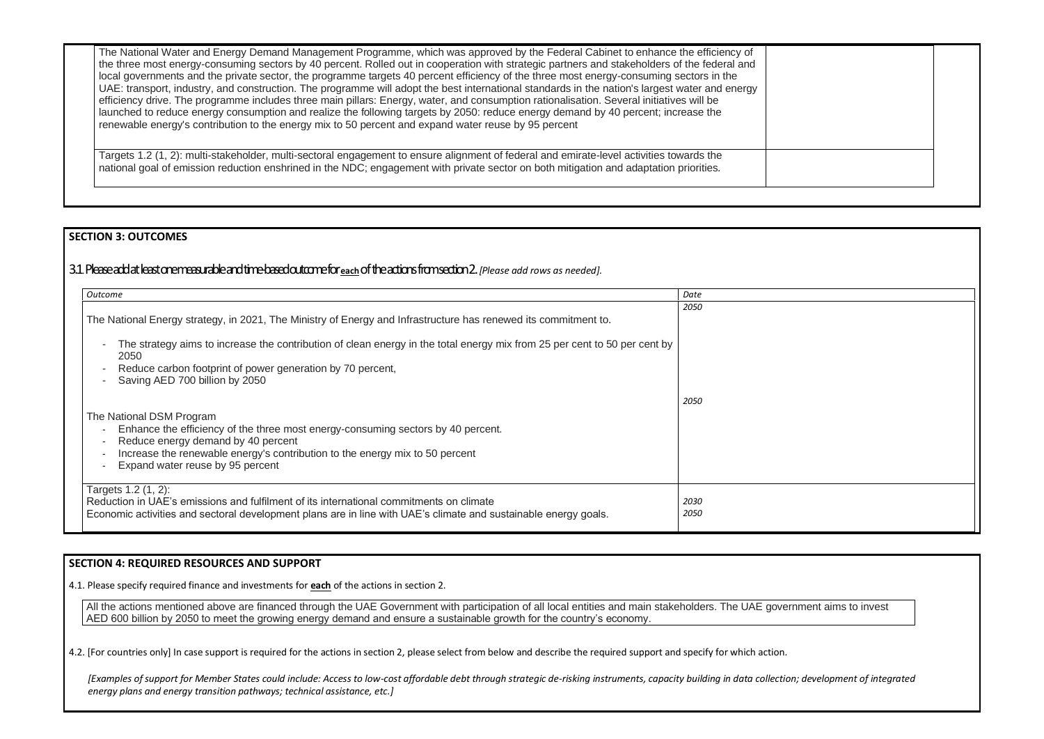| | |
|---|---|
| The National Water and Energy Demand Management Programme, which was approved by the Federal Cabinet to enhance the efficiency of the three most energy-consuming sectors by 40 percent. Rolled out in cooperation with strategic partners and stakeholders of the federal and local governments and the private sector, the programme targets 40 percent efficiency of the three most energy-consuming sectors in the UAE: transport, industry, and construction. The programme will adopt the best international standards in the nation's largest water and energy efficiency drive. The programme includes three main pillars: Energy, water, and consumption rationalisation. Several initiatives will be launched to reduce energy consumption and realize the following targets by 2050: reduce energy demand by 40 percent; increase the renewable energy's contribution to the energy mix to 50 percent and expand water reuse by 95 percent | |
| Targets 1.2 (1, 2): multi-stakeholder, multi-sectoral engagement to ensure alignment of federal and emirate-level activities towards the national goal of emission reduction enshrined in the NDC; engagement with private sector on both mitigation and adaptation priorities. | |

## SECTION 3: OUTCOMES

3.1 Please add at least one measurable and time-based outcome for **each** of the actions from section 2. *[Please add rows as needed].*

| *Outcome* | *Date* |
|---|---|
| The National Energy strategy, in 2021, The Ministry of Energy and Infrastructure has renewed its commitment to.<br>- The strategy aims to increase the contribution of clean energy in the total energy mix from 25 per cent to 50 per cent by 2050<br>- Reduce carbon footprint of power generation by 70 percent,<br>- Saving AED 700 billion by 2050 | *2050* |
| The National DSM Program<br>- Enhance the efficiency of the three most energy-consuming sectors by 40 percent.<br>- Reduce energy demand by 40 percent<br>- Increase the renewable energy's contribution to the energy mix to 50 percent<br>- Expand water reuse by 95 percent | *2050* |
| Targets 1.2 (1, 2):<br>Reduction in UAE's emissions and fulfilment of its international commitments on climate<br>Economic activities and sectoral development plans are in line with UAE's climate and sustainable energy goals. | *2030*<br>*2050* |

## SECTION 4: REQUIRED RESOURCES AND SUPPORT

4.1. Please specify required finance and investments for **each** of the actions in section 2.

All the actions mentioned above are financed through the UAE Government with participation of all local entities and main stakeholders. The UAE government aims to invest AED 600 billion by 2050 to meet the growing energy demand and ensure a sustainable growth for the country's economy.

4.2. [For countries only] In case support is required for the actions in section 2, please select from below and describe the required support and specify for which action.

*[Examples of support for Member States could include: Access to low-cost affordable debt through strategic de-risking instruments, capacity building in data collection; development of integrated energy plans and energy transition pathways; technical assistance, etc.]*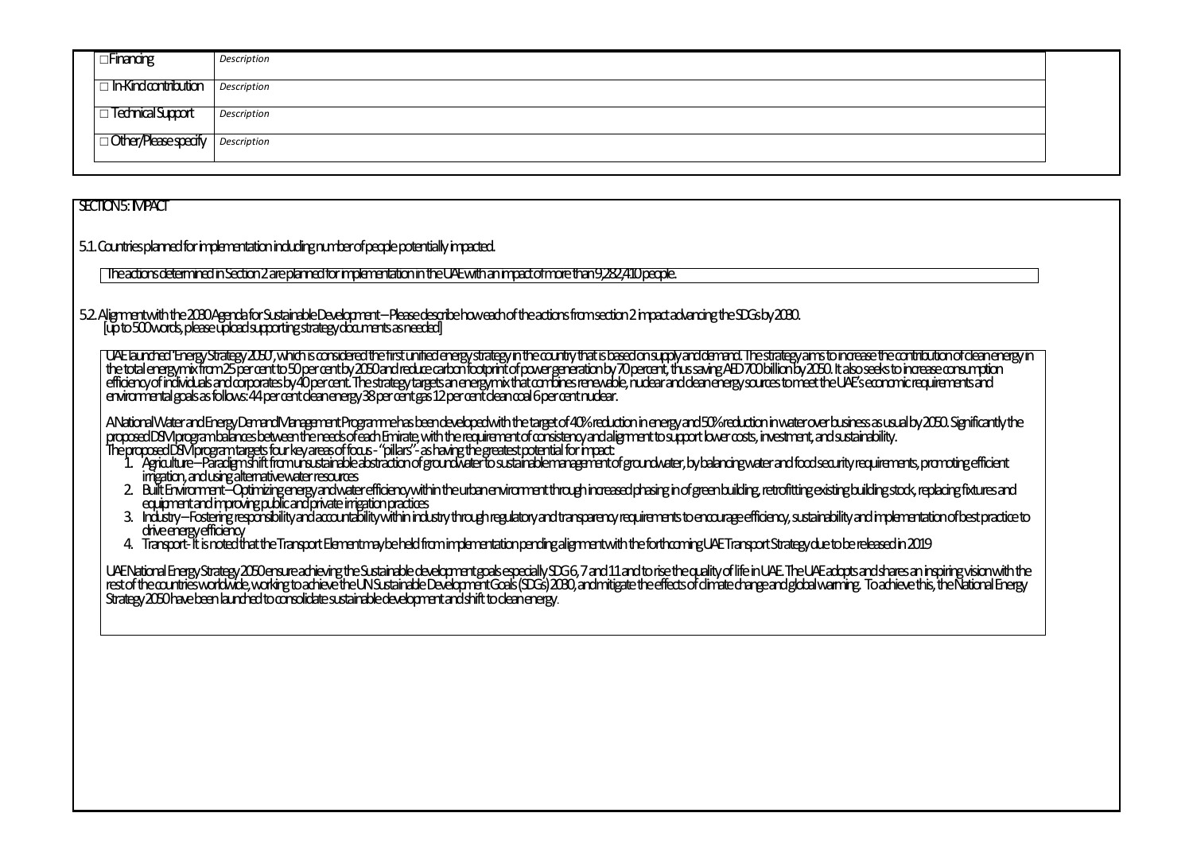| | |
|---|---|
| □ Financing | *Description* |
| □ In-Kind contribution | *Description* |
| □ Technical Support | *Description* |
| □ Other/Please specify | *Description* |

SECTION 5: IMPACT

5.1. Countries planned for implementation including number of people potentially impacted.

The actions determined in Section 2 are planned for implementation in the UAE with an impact of more than 9,282,410 people.

5.2. Alignment with the 2030 Agenda for Sustainable Development – Please describe how each of the actions from section 2 impact advancing the SDGs by 2030.
[up to 500 words, please upload supporting strategy documents as needed]

UAE launched 'Energy Strategy 2050', which is considered the first unified energy strategy in the country that is based on supply and demand. The strategy aims to increase the contribution of clean energy in the total energy mix from 25 per cent to 50 per cent by 2050 and reduce carbon footprint of power generation by 70 percent, thus saving AED 700 billion by 2050. It also seeks to increase consumption efficiency of individuals and corporates by 40 per cent. The strategy targets an energy mix that combines renewable, nuclear and clean energy sources to meet the UAE's economic requirements and environmental goals as follows: 44 per cent clean energy 38 per cent gas 12 per cent clean coal 6 per cent nuclear.

A National Water and Energy Demand Management Programme has been developed with the target of 40% reduction in energy and 50% reduction in water over business as usual by 2050. Significantly the proposed DSM program balances between the needs of each Emirate, with the requirement of consistency and alignment to support lower costs, investment, and sustainability.
The proposed DSM program targets four key areas of focus - "pillars" - as having the greatest potential for impact:

1. Agriculture – Paradigm shift from unsustainable abstraction of groundwater to sustainable management of groundwater, by balancing water and food security requirements, promoting efficient irrigation, and using alternative water resources
2. Built Environment – Optimizing energy and water efficiency within the urban environment through increased phasing in of green building, retrofitting existing building stock, replacing fixtures and equipment and improving public and private irrigation practices
3. Industry – Fostering responsibility and accountability within industry through regulatory and transparency requirements to encourage efficiency, sustainability and implementation of best practice to drive energy efficiency
4. Transport - It is noted that the Transport Element may be held from implementation pending alignment with the forthcoming UAE Transport Strategy due to be released in 2019

UAE National Energy Strategy 2050 ensure achieving the Sustainable development goals especially SDG 6, 7 and 11 and to rise the quality of life in UAE. The UAE adopts and shares an inspiring vision with the rest of the countries worldwide, working to achieve the UN Sustainable Development Goals (SDGs) 2030, and mitigate the effects of climate change and global warming. To achieve this, the National Energy Strategy 2050 have been launched to consolidate sustainable development and shift to clean energy.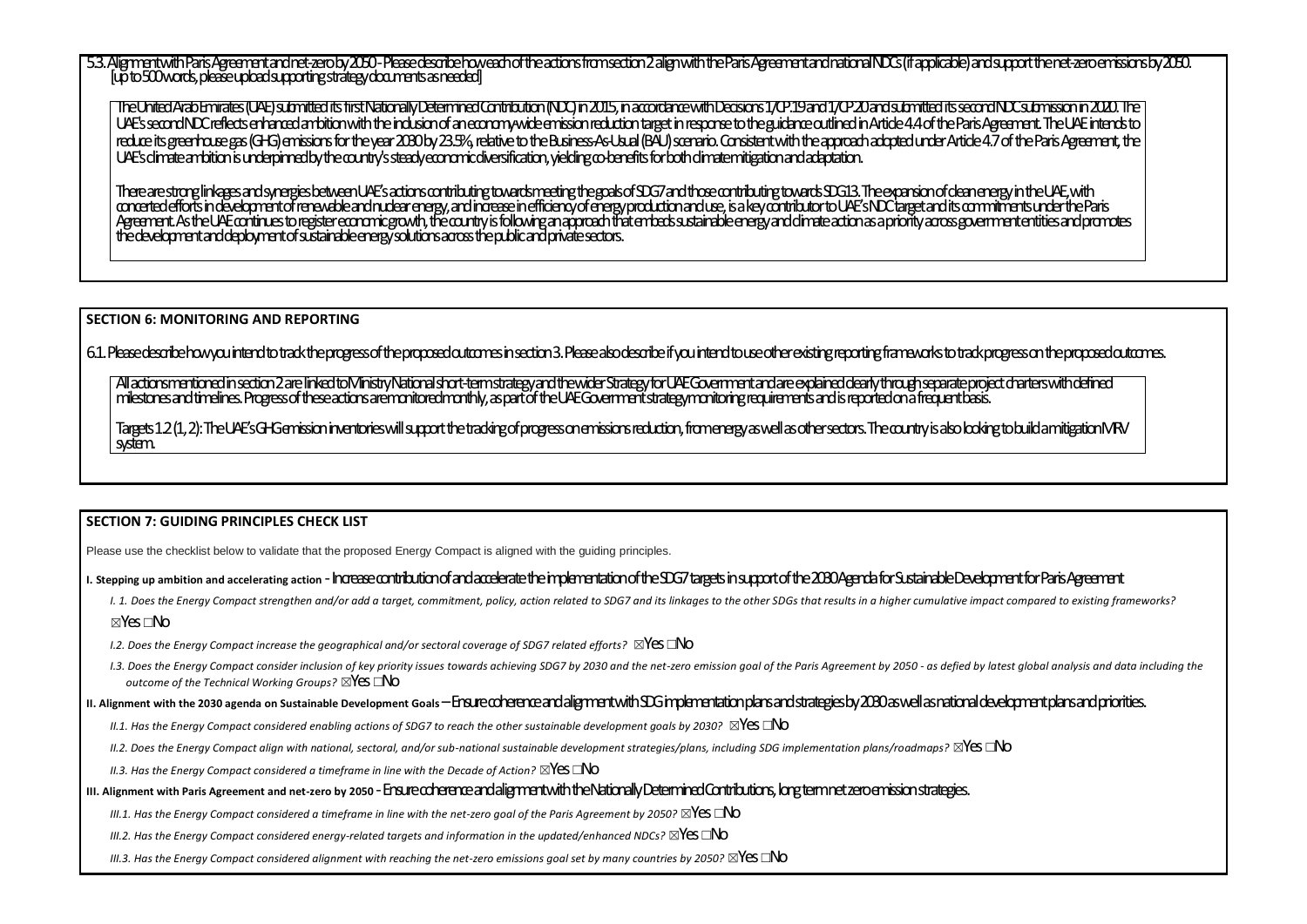5.3. Alignment with Paris Agreement and net-zero by 2050 - Please describe how each of the actions from section 2 align with the Paris Agreement and national NDCs (if applicable) and support the net-zero emissions by 2050. [up to 500 words, please upload supporting strategy documents as needed]

The United Arab Emirates (UAE) submitted its first Nationally Determined Contribution (NDC) in 2015, in accordance with Decisions 1/CP.19 and 1/CP.20 and submitted its second NDC submission in 2020. The UAE's second NDC reflects enhanced ambition with the inclusion of an economy-wide emission reduction target in response to the guidance outlined in Article 4.4 of the Paris Agreement. The UAE intends to reduce its greenhouse gas (GHG) emissions for the year 2030 by 23.5%, relative to the Business-As-Usual (BAU) scenario. Consistent with the approach adopted under Article 4.7 of the Paris Agreement, the UAE's climate ambition is underpinned by the country's steady economic diversification, yielding co-benefits for both climate mitigation and adaptation.

There are strong linkages and synergies between UAE's actions contributing towards meeting the goals of SDG7 and those contributing towards SDG13. The expansion of clean energy in the UAE, with concerted efforts in development of renewable and nuclear energy, and increase in efficiency of energy production and use, is a key contributor to UAE's NDC target and its commitments under the Paris Agreement. As the UAE continues to register economic growth, the country is following an approach that embeds sustainable energy and climate action as a priority across government entities and promotes the development and deployment of sustainable energy solutions across the public and private sectors.

## SECTION 6: MONITORING AND REPORTING

6.1. Please describe how you intend to track the progress of the proposed outcomes in section 3. Please also describe if you intend to use other existing reporting frameworks to track progress on the proposed outcomes.

All actions mentioned in section 2 are linked to Ministry National short-term strategy and the wider Strategy for UAE Government and are explained clearly through separate project charters with defined milestones and timelines. Progress of these actions are monitored monthly, as part of the UAE Government strategy monitoring requirements and is reported on a frequent basis.

Targets 1.2 (1, 2): The UAE's GHG emission inventories will support the tracking of progress on emissions reduction, from energy as well as other sectors. The country is also looking to build a mitigation MRV system.

## SECTION 7: GUIDING PRINCIPLES CHECK LIST

Please use the checklist below to validate that the proposed Energy Compact is aligned with the guiding principles.

**I. Stepping up ambition and accelerating action** - Increase contribution of and accelerate the implementation of the SDG7 targets in support of the 2030 Agenda for Sustainable Development for Paris Agreement

*I. 1. Does the Energy Compact strengthen and/or add a target, commitment, policy, action related to SDG7 and its linkages to the other SDGs that results in a higher cumulative impact compared to existing frameworks?*

☒Yes ☐No

*I.2. Does the Energy Compact increase the geographical and/or sectoral coverage of SDG7 related efforts?* ☒Yes ☐No

*I.3. Does the Energy Compact consider inclusion of key priority issues towards achieving SDG7 by 2030 and the net-zero emission goal of the Paris Agreement by 2050 - as defied by latest global analysis and data including the outcome of the Technical Working Groups?* ☒Yes ☐No

**II. Alignment with the 2030 agenda on Sustainable Development Goals** – Ensure coherence and alignment with SDG implementation plans and strategies by 2030 as well as national development plans and priorities.

*II.1. Has the Energy Compact considered enabling actions of SDG7 to reach the other sustainable development goals by 2030?* ☒Yes ☐No

*II.2. Does the Energy Compact align with national, sectoral, and/or sub-national sustainable development strategies/plans, including SDG implementation plans/roadmaps?* ☒Yes ☐No

*II.3. Has the Energy Compact considered a timeframe in line with the Decade of Action?* ☒Yes ☐No

**III. Alignment with Paris Agreement and net-zero by 2050** - Ensure coherence and alignment with the Nationally Determined Contributions, long term net zero emission strategies.

*III.1. Has the Energy Compact considered a timeframe in line with the net-zero goal of the Paris Agreement by 2050?* ☒Yes ☐No

*III.2. Has the Energy Compact considered energy-related targets and information in the updated/enhanced NDCs?* ☒Yes ☐No

*III.3. Has the Energy Compact considered alignment with reaching the net-zero emissions goal set by many countries by 2050?* ☒Yes ☐No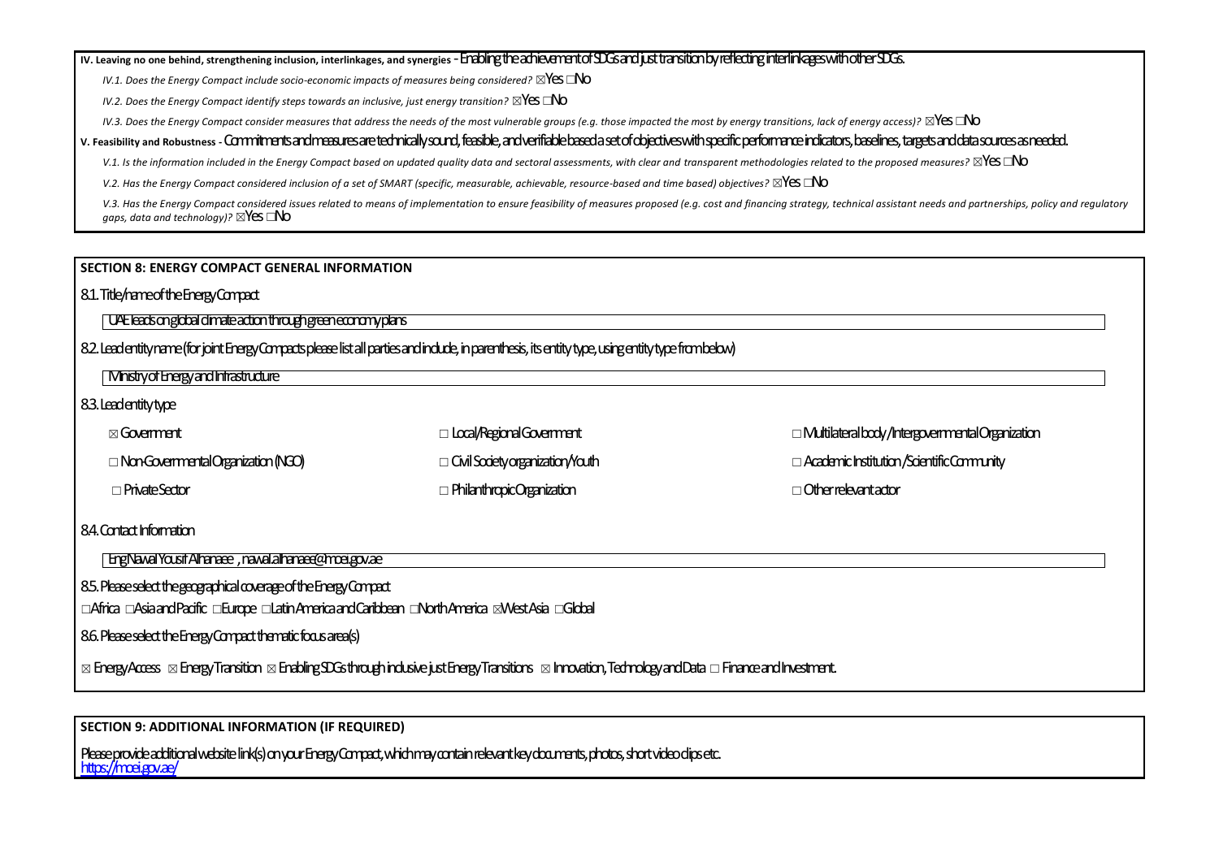**IV. Leaving no one behind, strengthening inclusion, interlinkages, and synergies** - Enabling the achievement of SDGs and just transition by reflecting interlinkages with other SDGs.

*IV.1. Does the Energy Compact include socio-economic impacts of measures being considered?* ☒Yes ☐No

*IV.2. Does the Energy Compact identify steps towards an inclusive, just energy transition?* ☒Yes ☐No

*IV.3. Does the Energy Compact consider measures that address the needs of the most vulnerable groups (e.g. those impacted the most by energy transitions, lack of energy access)?* ☒Yes ☐No

**V. Feasibility and Robustness** - Commitments and measures are technically sound, feasible, and verifiable based a set of objectives with specific performance indicators, baselines, targets and data sources as needed.

*V.1. Is the information included in the Energy Compact based on updated quality data and sectoral assessments, with clear and transparent methodologies related to the proposed measures?* ☒Yes ☐No

*V.2. Has the Energy Compact considered inclusion of a set of SMART (specific, measurable, achievable, resource-based and time based) objectives?* ☒Yes ☐No

*V.3. Has the Energy Compact considered issues related to means of implementation to ensure feasibility of measures proposed (e.g. cost and financing strategy, technical assistant needs and partnerships, policy and regulatory gaps, data and technology)?* ☒Yes ☐No

## SECTION 8: ENERGY COMPACT GENERAL INFORMATION

8.1. Title/name of the Energy Compact

UAE leads on global climate action through green economy plans

8.2. Lead entity name (for joint Energy Compacts please list all parties and include, in parenthesis, its entity type, using entity type from below)

Ministry of Energy and Infrastructure

8.3. Lead entity type

| | | |
|---|---|---|
| ☒ Government | ☐ Local/Regional Government | ☐ Multilateral body /Intergovernmental Organization |
| ☐ Non-Governmental Organization (NGO) | ☐ Civil Society organization/Youth | ☐ Academic Institution /Scientific Community |
| ☐ Private Sector | ☐ Philanthropic Organization | ☐ Other relevant actor |

8.4. Contact Information

Eng Nawal Yousif Alhanaee , nawal.alhanaee@moei.gov.ae

8.5. Please select the geographical coverage of the Energy Compact

☐Africa ☐Asia and Pacific ☐Europe ☐Latin America and Caribbean ☐North America ☒West Asia ☐Global

8.6. Please select the Energy Compact thematic focus area(s)

☒ Energy Access ☒ Energy Transition ☒ Enabling SDGs through inclusive just Energy Transitions ☒ Innovation, Technology and Data ☐ Finance and Investment.

## SECTION 9: ADDITIONAL INFORMATION (IF REQUIRED)

Please provide additional website link(s) on your Energy Compact, which may contain relevant key documents, photos, short video clips etc.
https://moei.gov.ae/